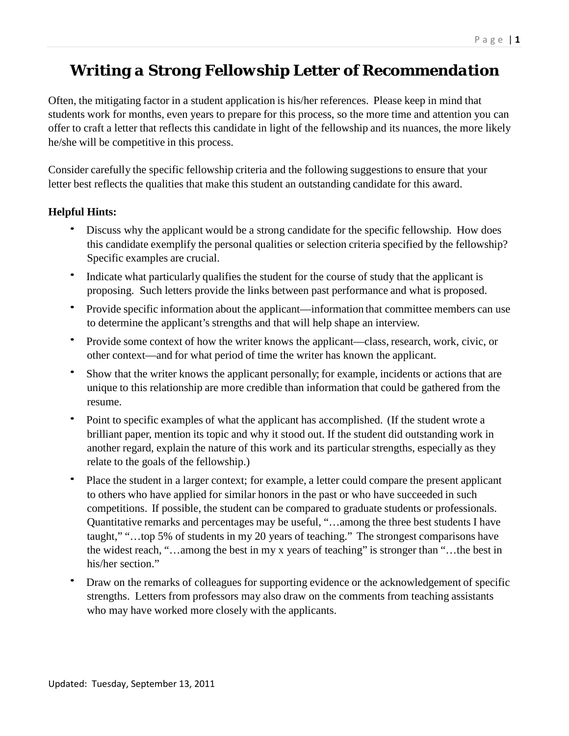# Writing a Strong Fellowship Letter of Recommendation

Often, the mitigating factor in a student application is his/her references. Please keep in mind that students work for months, even years to prepare for this process, so the more time and attention you can offer to craft a letter that reflects this candidate in light of the fellowship and its nuances, the more likely he/she will be competitive in this process.

Consider carefully the specific fellowship criteria and the following suggestions to ensure that your letter best reflects the qualities that make this student an outstanding candidate for this award.

**Helpful Hints:**

- Discuss why the applicant would be a strong candidate for the specific fellowship. How does this candidate exemplify the personal qualities or selection criteria specified by the fellowship? Specific examples are crucial.
- Indicate what particularly qualifies the student for the course of study that the applicant is proposing. Such letters provide the links between past performance and what is proposed.
- Provide specific information about the applicant—information that committee members can use to determine the applicant's strengths and that will help shape an interview.
- Provide some context of how the writer knows the applicant—class, research, work, civic, or other context—and for what period of time the writer has known the applicant.
- Show that the writer knows the applicant personally; for example, incidents or actions that are unique to this relationship are more credible than information that could be gathered from the resume.
- Point to specific examples of what the applicant has accomplished. (If the student wrote a brilliant paper, mention its topic and why it stood out. If the student did outstanding work in another regard, explain the nature of this work and its particular strengths, especially as they relate to the goals of the fellowship.)
- Place the student in a larger context; for example, a letter could compare the present applicant to others who have applied for similar honors in the past or who have succeeded in such competitions. If possible, the student can be compared to graduate students or professionals. Quantitative remarks and percentages may be useful, "…among the three best students I have taught," "…top 5% of students in my 20 years of teaching." The strongest comparisons have the widest reach, "…among the best in my x years of teaching" is stronger than "…the best in his/her section."
- Draw on the remarks of colleagues for supporting evidence or the acknowledgement of specific strengths. Letters from professors may also draw on the comments from teaching assistants who may have worked more closely with the applicants.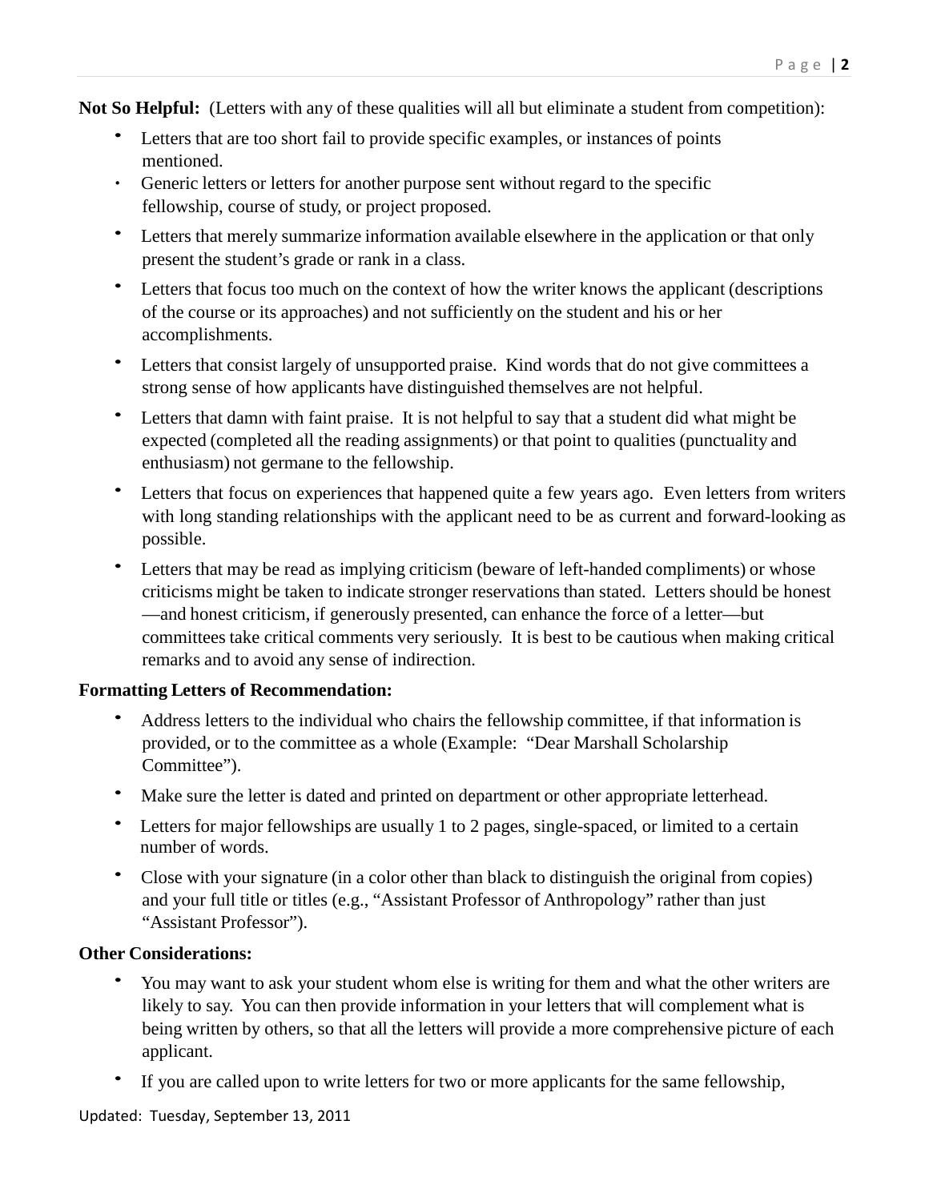**Not So Helpful:** (Letters with any of these qualities will all but eliminate a student from competition):

- Letters that are too short fail to provide specific examples, or instances of points mentioned.
- Generic letters or letters for another purpose sent without regard to the specific fellowship, course of study, or project proposed.
- Letters that merely summarize information available elsewhere in the application or that only present the student's grade or rank in a class.
- Letters that focus too much on the context of how the writer knows the applicant (descriptions of the course or its approaches) and not sufficiently on the student and his or her accomplishments.
- Letters that consist largely of unsupported praise. Kind words that do not give committees a strong sense of how applicants have distinguished themselves are not helpful.
- Letters that damn with faint praise. It is not helpful to say that a student did what might be expected (completed all the reading assignments) or that point to qualities (punctuality and enthusiasm) not germane to the fellowship.
- Letters that focus on experiences that happened quite a few years ago. Even letters from writers with long standing relationships with the applicant need to be as current and forward-looking as possible.
- Letters that may be read as implying criticism (beware of left-handed compliments) or whose criticisms might be taken to indicate stronger reservations than stated. Letters should be honest —and honest criticism, if generously presented, can enhance the force of a letter—but committees take critical comments very seriously. It is best to be cautious when making critical remarks and to avoid any sense of indirection.

**Formatting Letters of Recommendation:**

- Address letters to the individual who chairs the fellowship committee, if that information is provided, or to the committee as a whole (Example: "Dear Marshall Scholarship Committee").
- Make sure the letter is dated and printed on department or other appropriate letterhead.
- Letters for major fellowships are usually 1 to 2 pages, single-spaced, or limited to a certain number of words.
- Close with your signature (in a color other than black to distinguish the original from copies) and your full title or titles (e.g., "Assistant Professor of Anthropology" rather than just "Assistant Professor").

**Other Considerations:**

- You may want to ask your student whom else is writing for them and what the other writers are likely to say. You can then provide information in your letters that will complement what is being written by others, so that all the letters will provide a more comprehensive picture of each applicant.
- If you are called upon to write letters for two or more applicants for the same fellowship,

Updated: Tuesday, September 13, 2011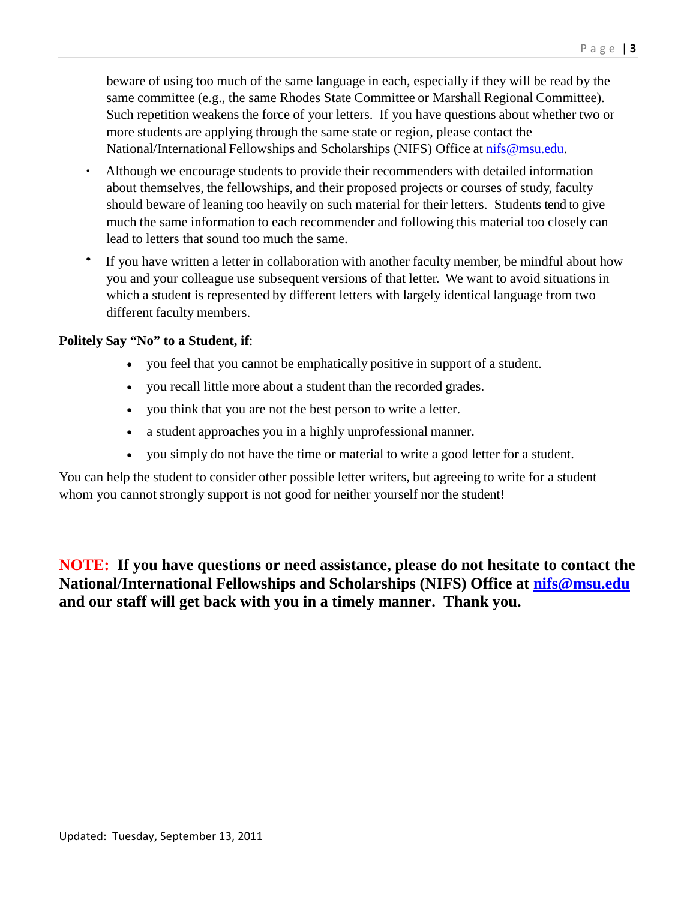beware of using too much of the same language in each, especially if they will be read by the same committee (e.g., the same Rhodes State Committee or Marshall Regional Committee). Such repetition weakens the force of your letters. If you have questions about whether two or more students are applying through the same state or region, please contact the National/International Fellowships and Scholarships (NIFS) Office at nifs@msu.edu.

- Although we encourage students to provide their recommenders with detailed information about themselves, the fellowships, and their proposed projects or courses of study, faculty should beware of leaning too heavily on such material for their letters. Students tend to give much the same information to each recommender and following this material too closely can lead to letters that sound too much the same.
- If you have written a letter in collaboration with another faculty member, be mindful about how you and your colleague use subsequent versions of that letter. We want to avoid situations in which a student is represented by different letters with largely identical language from two different faculty members.

**Politely Say "No" to a Student, if**:

- you feel that you cannot be emphatically positive in support of a student.
- you recall little more about a student than the recorded grades.
- you think that you are not the best person to write a letter.
- a student approaches you in a highly unprofessional manner.
- you simply do not have the time or material to write a good letter for a student.

You can help the student to consider other possible letter writers, but agreeing to write for a student whom you cannot strongly support is not good for neither yourself nor the student!

**NOTE: If you have questions or need assistance, please do not hesitate to contact the National/International Fellowships and Scholarships (NIFS) Office at nifs@msu.edu and our staff will get back with you in a timely manner. Thank you.**

Updated: Tuesday, September 13, 2011